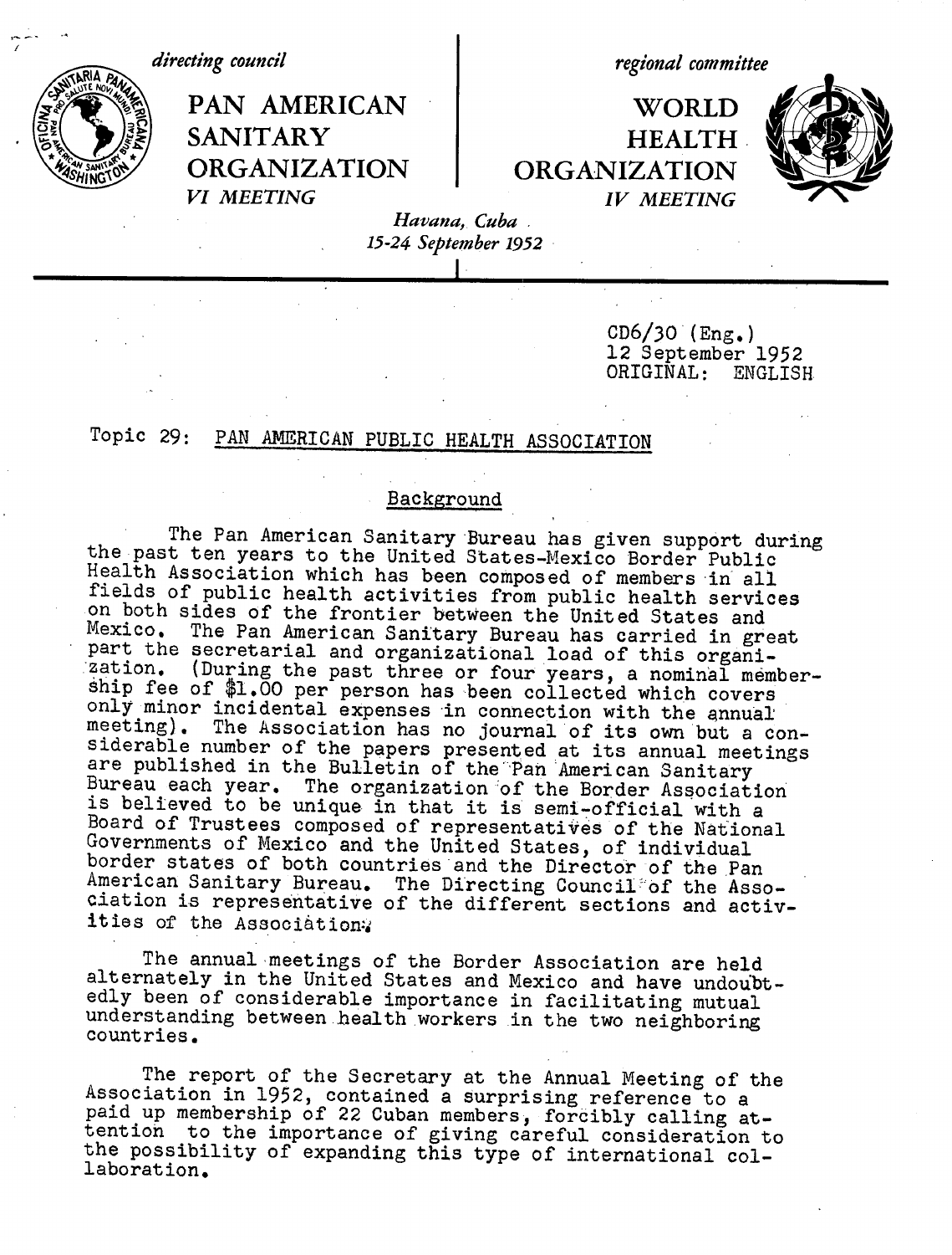directing council

**PAN AMERICAN SANITARY ORGANIZATION**

*VI MEETING*

regional committee

**WORLD HEALTH ORGANIZATION**

*IV MEETING*

*Havana, Cuba*
*15-24 September 1952*

CD6/30 (Eng.)
12 September 1952
ORIGINAL: ENGLISH

Topic 29: PAN AMERICAN PUBLIC HEALTH ASSOCIATION

## Background

The Pan American Sanitary Bureau has given support during the past ten years to the United States-Mexico Border Public Health Association which has been composed of members in all fields of public health activities from public health services on both sides of the frontier between the United States and Mexico. The Pan American Sanitary Bureau has carried in great part the secretarial and organizational load of this organization. (During the past three or four years, a nominal membership fee of $1.00 per person has been collected which covers only minor incidental expenses in connection with the annual meeting). The Association has no journal of its own but a considerable number of the papers presented at its annual meetings are published in the Bulletin of the Pan American Sanitary Bureau each year. The organization of the Border Association is believed to be unique in that it is semi-official with a Board of Trustees composed of representatives of the National Governments of Mexico and the United States, of individual border states of both countries and the Director of the Pan American Sanitary Bureau. The Directing Council of the Association is representative of the different sections and activities of the Association.

The annual meetings of the Border Association are held alternately in the United States and Mexico and have undoubtedly been of considerable importance in facilitating mutual understanding between health workers in the two neighboring countries.

The report of the Secretary at the Annual Meeting of the Association in 1952, contained a surprising reference to a paid up membership of 22 Cuban members, forcibly calling attention to the importance of giving careful consideration to the possibility of expanding this type of international collaboration.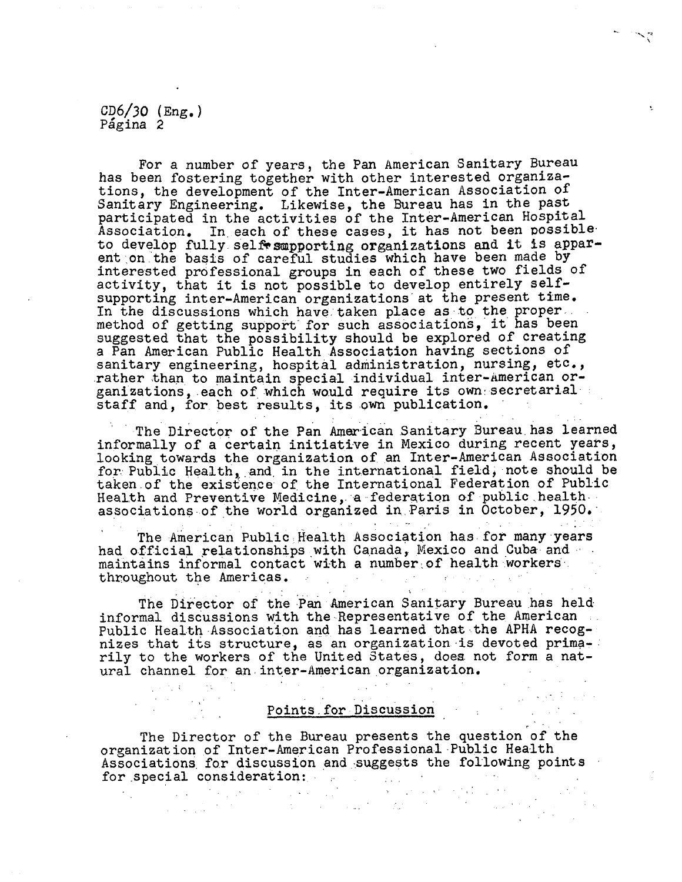For a number of years, the Pan American Sanitary Bureau has been fostering together with other interested organizations, the development of the Inter-American Association of Sanitary Engineering. Likewise, the Bureau has in the past participated in the activities of the Inter-American Hospital Association. In each of these cases, it has not been possible to develop fully self-supporting organizations and it is apparent on the basis of careful studies which have been made by interested professional groups in each of these two fields of activity, that it is not possible to develop entirely self-supporting inter-American organizations at the present time. In the discussions which have taken place as to the proper method of getting support for such associations, it has been suggested that the possibility should be explored of creating a Pan American Public Health Association having sections of sanitary engineering, hospital administration, nursing, etc., rather than to maintain special individual inter-American organizations, each of which would require its own secretarial staff and, for best results, its own publication.

The Director of the Pan American Sanitary Bureau has learned informally of a certain initiative in Mexico during recent years, looking towards the organization of an Inter-American Association for Public Health, and in the international field, note should be taken of the existence of the International Federation of Public Health and Preventive Medicine, a federation of public health associations of the world organized in Paris in October, 1950.

The American Public Health Association has for many years had official relationships with Canada, Mexico and Cuba and maintains informal contact with a number of health workers throughout the Americas.

The Director of the Pan American Sanitary Bureau has held informal discussions with the Representative of the American Public Health Association and has learned that the APHA recognizes that its structure, as an organization is devoted primarily to the workers of the United States, does not form a natural channel for an inter-American organization.

## Points for Discussion

The Director of the Bureau presents the question of the organization of Inter-American Professional Public Health Associations for discussion and suggests the following points for special consideration: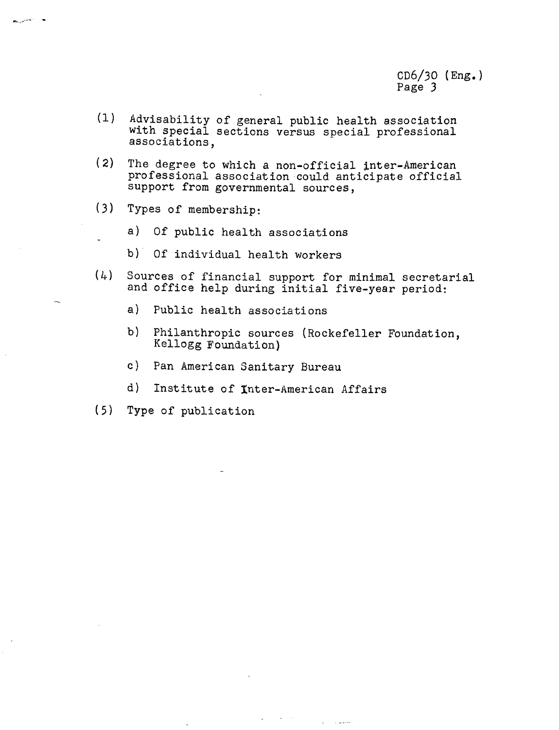(1) Advisability of general public health association with special sections versus special professional associations,

(2) The degree to which a non-official inter-American professional association could anticipate official support from governmental sources,

(3) Types of membership:

   a) Of public health associations

   b) Of individual health workers

(4) Sources of financial support for minimal secretarial and office help during initial five-year period:

   a) Public health associations

   b) Philanthropic sources (Rockefeller Foundation, Kellogg Foundation)

   c) Pan American Sanitary Bureau

   d) Institute of Inter-American Affairs

(5) Type of publication